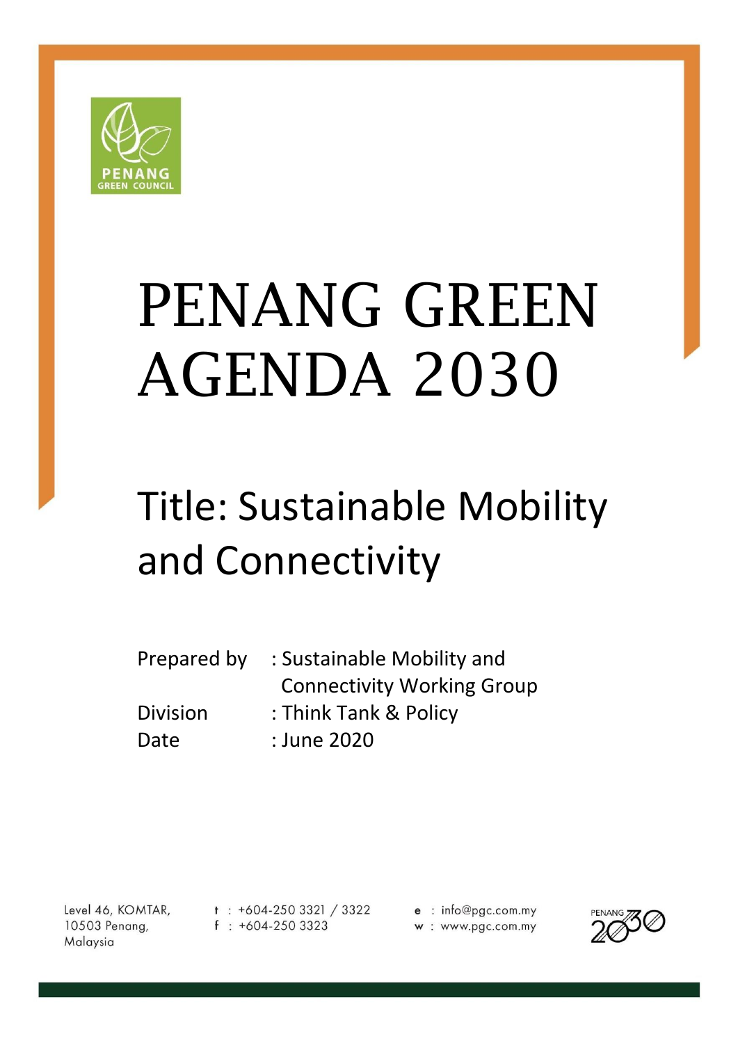# PENANG GREEN AGENDA 2030

## Title: Sustainable Mobility and Connectivity

Prepared by : Sustainable Mobility and Connectivity Working Group

Division : Think Tank & Policy

Date : June 2020

Level 46, KOMTAR,
10503 Penang,
Malaysia

t : +604-250 3321 / 3322
f : +604-250 3323

e : info@pgc.com.my
w : www.pgc.com.my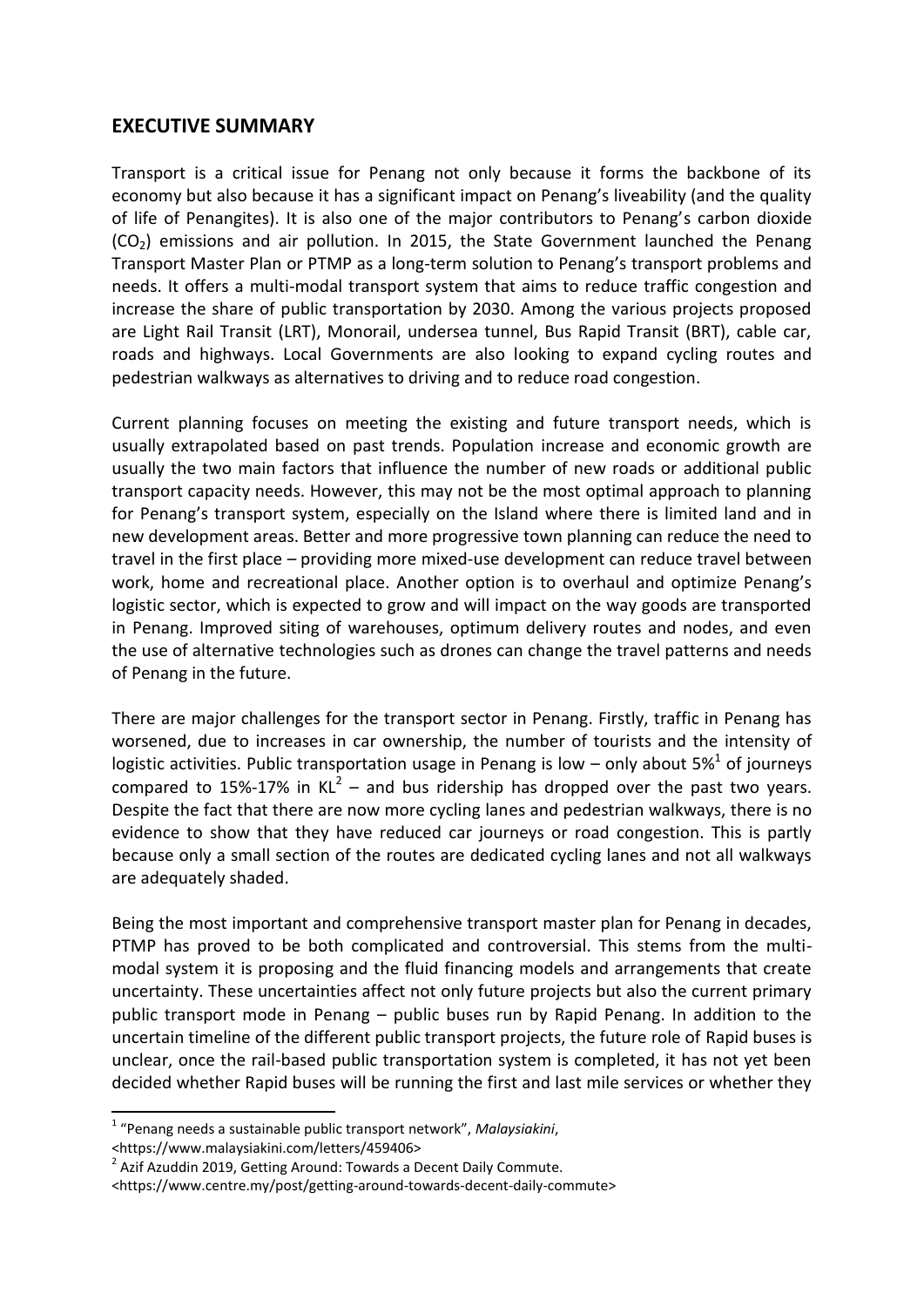## EXECUTIVE SUMMARY

Transport is a critical issue for Penang not only because it forms the backbone of its economy but also because it has a significant impact on Penang's liveability (and the quality of life of Penangites). It is also one of the major contributors to Penang's carbon dioxide ($CO_2$) emissions and air pollution. In 2015, the State Government launched the Penang Transport Master Plan or PTMP as a long-term solution to Penang's transport problems and needs. It offers a multi-modal transport system that aims to reduce traffic congestion and increase the share of public transportation by 2030. Among the various projects proposed are Light Rail Transit (LRT), Monorail, undersea tunnel, Bus Rapid Transit (BRT), cable car, roads and highways. Local Governments are also looking to expand cycling routes and pedestrian walkways as alternatives to driving and to reduce road congestion.

Current planning focuses on meeting the existing and future transport needs, which is usually extrapolated based on past trends. Population increase and economic growth are usually the two main factors that influence the number of new roads or additional public transport capacity needs. However, this may not be the most optimal approach to planning for Penang's transport system, especially on the Island where there is limited land and in new development areas. Better and more progressive town planning can reduce the need to travel in the first place – providing more mixed-use development can reduce travel between work, home and recreational place. Another option is to overhaul and optimize Penang's logistic sector, which is expected to grow and will impact on the way goods are transported in Penang. Improved siting of warehouses, optimum delivery routes and nodes, and even the use of alternative technologies such as drones can change the travel patterns and needs of Penang in the future.

There are major challenges for the transport sector in Penang. Firstly, traffic in Penang has worsened, due to increases in car ownership, the number of tourists and the intensity of logistic activities. Public transportation usage in Penang is low – only about 5%[1] of journeys compared to 15%-17% in KL[2] – and bus ridership has dropped over the past two years. Despite the fact that there are now more cycling lanes and pedestrian walkways, there is no evidence to show that they have reduced car journeys or road congestion. This is partly because only a small section of the routes are dedicated cycling lanes and not all walkways are adequately shaded.

Being the most important and comprehensive transport master plan for Penang in decades, PTMP has proved to be both complicated and controversial. This stems from the multi-modal system it is proposing and the fluid financing models and arrangements that create uncertainty. These uncertainties affect not only future projects but also the current primary public transport mode in Penang – public buses run by Rapid Penang. In addition to the uncertain timeline of the different public transport projects, the future role of Rapid buses is unclear, once the rail-based public transportation system is completed, it has not yet been decided whether Rapid buses will be running the first and last mile services or whether they

---

[1] "Penang needs a sustainable public transport network", *Malaysiakini*, <https://www.malaysiakini.com/letters/459406>

[2] Azif Azuddin 2019, Getting Around: Towards a Decent Daily Commute. <https://www.centre.my/post/getting-around-towards-decent-daily-commute>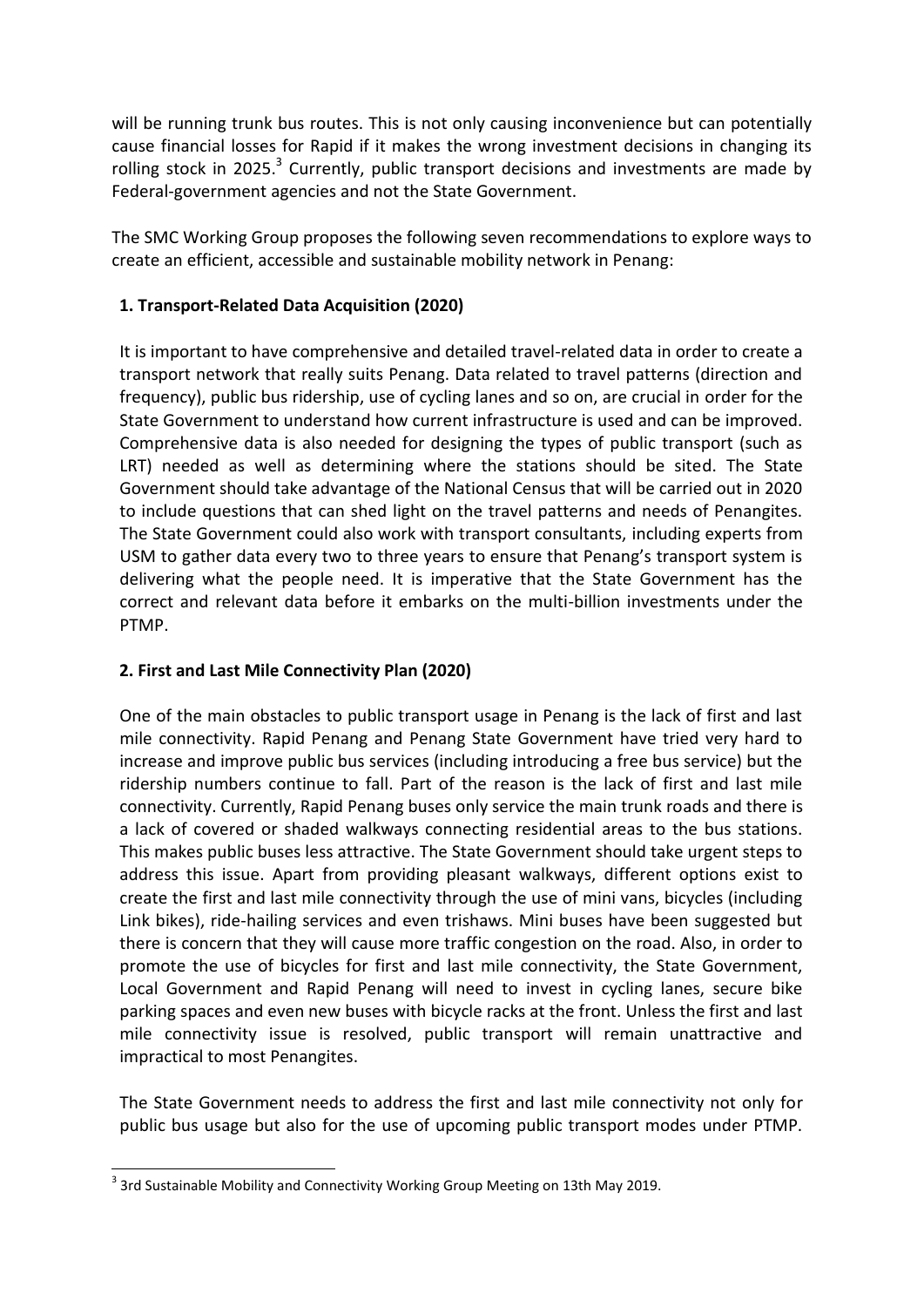will be running trunk bus routes. This is not only causing inconvenience but can potentially cause financial losses for Rapid if it makes the wrong investment decisions in changing its rolling stock in 2025.[3] Currently, public transport decisions and investments are made by Federal-government agencies and not the State Government.

The SMC Working Group proposes the following seven recommendations to explore ways to create an efficient, accessible and sustainable mobility network in Penang:

### 1. Transport-Related Data Acquisition (2020)

It is important to have comprehensive and detailed travel-related data in order to create a transport network that really suits Penang. Data related to travel patterns (direction and frequency), public bus ridership, use of cycling lanes and so on, are crucial in order for the State Government to understand how current infrastructure is used and can be improved. Comprehensive data is also needed for designing the types of public transport (such as LRT) needed as well as determining where the stations should be sited. The State Government should take advantage of the National Census that will be carried out in 2020 to include questions that can shed light on the travel patterns and needs of Penangites. The State Government could also work with transport consultants, including experts from USM to gather data every two to three years to ensure that Penang's transport system is delivering what the people need. It is imperative that the State Government has the correct and relevant data before it embarks on the multi-billion investments under the PTMP.

### 2. First and Last Mile Connectivity Plan (2020)

One of the main obstacles to public transport usage in Penang is the lack of first and last mile connectivity. Rapid Penang and Penang State Government have tried very hard to increase and improve public bus services (including introducing a free bus service) but the ridership numbers continue to fall. Part of the reason is the lack of first and last mile connectivity. Currently, Rapid Penang buses only service the main trunk roads and there is a lack of covered or shaded walkways connecting residential areas to the bus stations. This makes public buses less attractive. The State Government should take urgent steps to address this issue. Apart from providing pleasant walkways, different options exist to create the first and last mile connectivity through the use of mini vans, bicycles (including Link bikes), ride-hailing services and even trishaws. Mini buses have been suggested but there is concern that they will cause more traffic congestion on the road. Also, in order to promote the use of bicycles for first and last mile connectivity, the State Government, Local Government and Rapid Penang will need to invest in cycling lanes, secure bike parking spaces and even new buses with bicycle racks at the front. Unless the first and last mile connectivity issue is resolved, public transport will remain unattractive and impractical to most Penangites.

The State Government needs to address the first and last mile connectivity not only for public bus usage but also for the use of upcoming public transport modes under PTMP.

---

[3] 3rd Sustainable Mobility and Connectivity Working Group Meeting on 13th May 2019.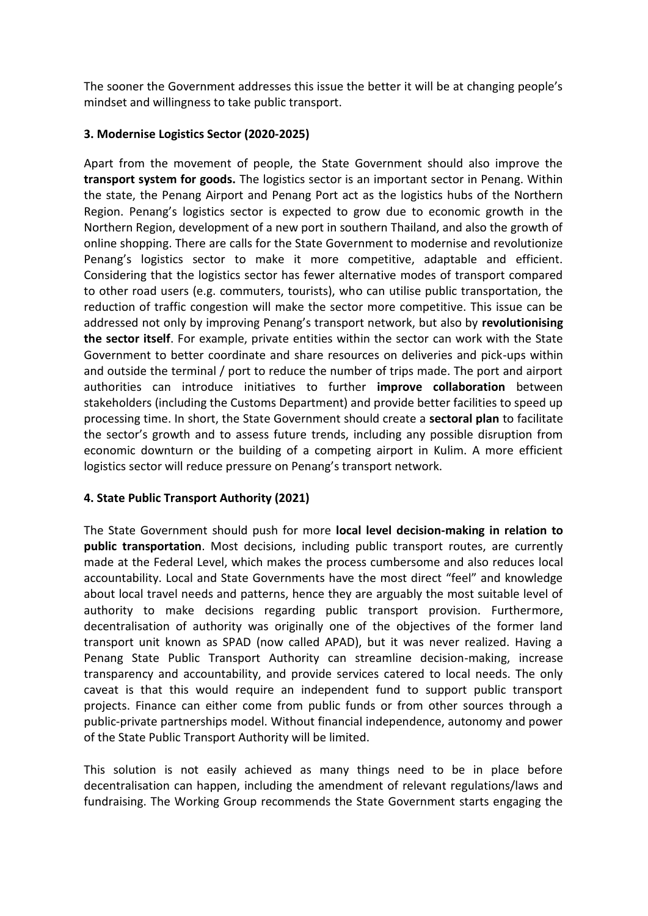The sooner the Government addresses this issue the better it will be at changing people's mindset and willingness to take public transport.

### 3. Modernise Logistics Sector (2020-2025)

Apart from the movement of people, the State Government should also improve the **transport system for goods.** The logistics sector is an important sector in Penang. Within the state, the Penang Airport and Penang Port act as the logistics hubs of the Northern Region. Penang's logistics sector is expected to grow due to economic growth in the Northern Region, development of a new port in southern Thailand, and also the growth of online shopping. There are calls for the State Government to modernise and revolutionize Penang's logistics sector to make it more competitive, adaptable and efficient. Considering that the logistics sector has fewer alternative modes of transport compared to other road users (e.g. commuters, tourists), who can utilise public transportation, the reduction of traffic congestion will make the sector more competitive. This issue can be addressed not only by improving Penang's transport network, but also by **revolutionising the sector itself**. For example, private entities within the sector can work with the State Government to better coordinate and share resources on deliveries and pick-ups within and outside the terminal / port to reduce the number of trips made. The port and airport authorities can introduce initiatives to further **improve collaboration** between stakeholders (including the Customs Department) and provide better facilities to speed up processing time. In short, the State Government should create a **sectoral plan** to facilitate the sector's growth and to assess future trends, including any possible disruption from economic downturn or the building of a competing airport in Kulim. A more efficient logistics sector will reduce pressure on Penang's transport network.

### 4. State Public Transport Authority (2021)

The State Government should push for more **local level decision-making in relation to public transportation**. Most decisions, including public transport routes, are currently made at the Federal Level, which makes the process cumbersome and also reduces local accountability. Local and State Governments have the most direct "feel" and knowledge about local travel needs and patterns, hence they are arguably the most suitable level of authority to make decisions regarding public transport provision. Furthermore, decentralisation of authority was originally one of the objectives of the former land transport unit known as SPAD (now called APAD), but it was never realized. Having a Penang State Public Transport Authority can streamline decision-making, increase transparency and accountability, and provide services catered to local needs. The only caveat is that this would require an independent fund to support public transport projects. Finance can either come from public funds or from other sources through a public-private partnerships model. Without financial independence, autonomy and power of the State Public Transport Authority will be limited.

This solution is not easily achieved as many things need to be in place before decentralisation can happen, including the amendment of relevant regulations/laws and fundraising. The Working Group recommends the State Government starts engaging the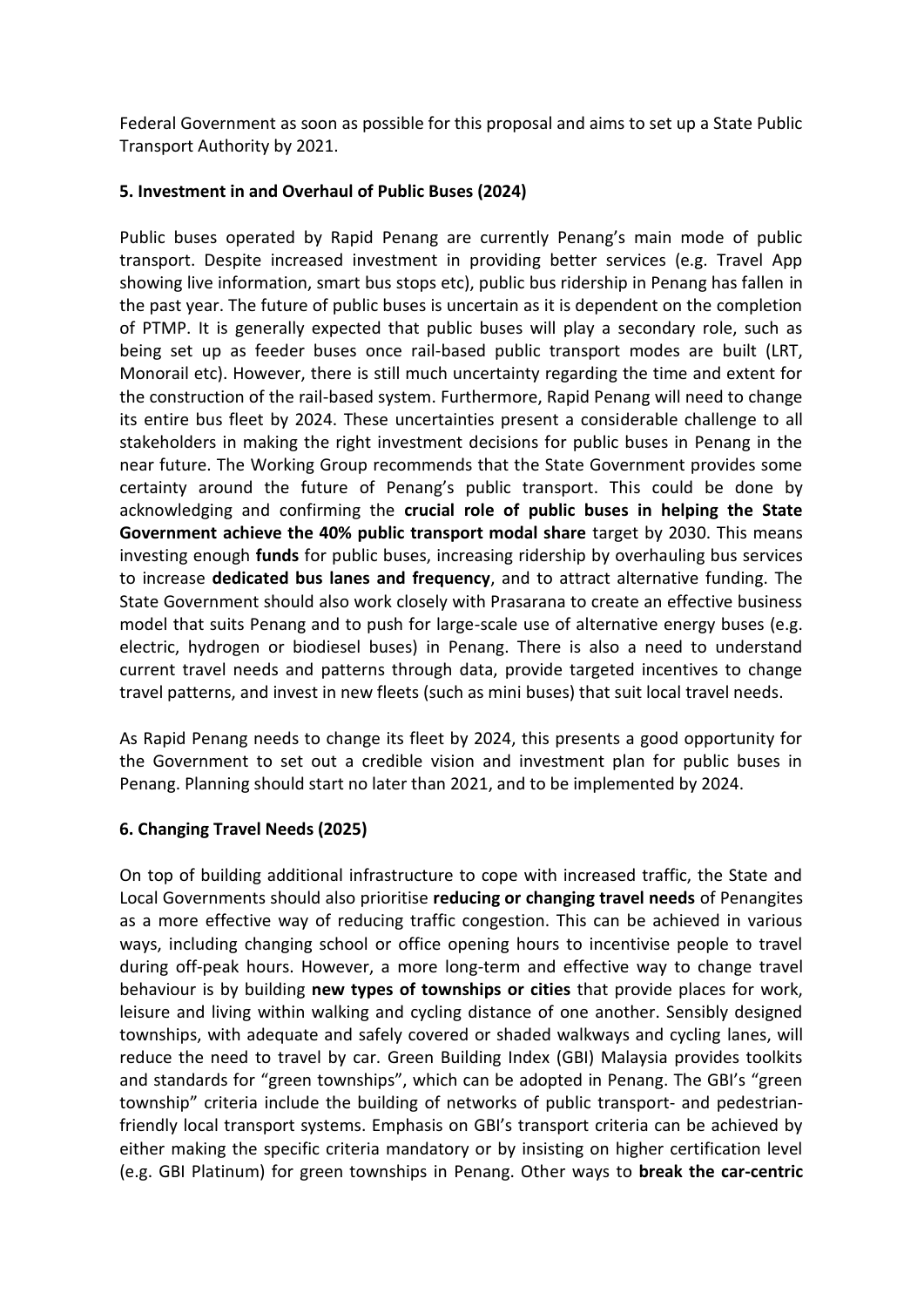Federal Government as soon as possible for this proposal and aims to set up a State Public Transport Authority by 2021.

**5. Investment in and Overhaul of Public Buses (2024)**

Public buses operated by Rapid Penang are currently Penang's main mode of public transport. Despite increased investment in providing better services (e.g. Travel App showing live information, smart bus stops etc), public bus ridership in Penang has fallen in the past year. The future of public buses is uncertain as it is dependent on the completion of PTMP. It is generally expected that public buses will play a secondary role, such as being set up as feeder buses once rail-based public transport modes are built (LRT, Monorail etc). However, there is still much uncertainty regarding the time and extent for the construction of the rail-based system. Furthermore, Rapid Penang will need to change its entire bus fleet by 2024. These uncertainties present a considerable challenge to all stakeholders in making the right investment decisions for public buses in Penang in the near future. The Working Group recommends that the State Government provides some certainty around the future of Penang's public transport. This could be done by acknowledging and confirming the **crucial role of public buses in helping the State Government achieve the 40% public transport modal share** target by 2030. This means investing enough **funds** for public buses, increasing ridership by overhauling bus services to increase **dedicated bus lanes and frequency**, and to attract alternative funding. The State Government should also work closely with Prasarana to create an effective business model that suits Penang and to push for large-scale use of alternative energy buses (e.g. electric, hydrogen or biodiesel buses) in Penang. There is also a need to understand current travel needs and patterns through data, provide targeted incentives to change travel patterns, and invest in new fleets (such as mini buses) that suit local travel needs.

As Rapid Penang needs to change its fleet by 2024, this presents a good opportunity for the Government to set out a credible vision and investment plan for public buses in Penang. Planning should start no later than 2021, and to be implemented by 2024.

**6. Changing Travel Needs (2025)**

On top of building additional infrastructure to cope with increased traffic, the State and Local Governments should also prioritise **reducing or changing travel needs** of Penangites as a more effective way of reducing traffic congestion. This can be achieved in various ways, including changing school or office opening hours to incentivise people to travel during off-peak hours. However, a more long-term and effective way to change travel behaviour is by building **new types of townships or cities** that provide places for work, leisure and living within walking and cycling distance of one another. Sensibly designed townships, with adequate and safely covered or shaded walkways and cycling lanes, will reduce the need to travel by car. Green Building Index (GBI) Malaysia provides toolkits and standards for "green townships", which can be adopted in Penang. The GBI's "green township" criteria include the building of networks of public transport- and pedestrian-friendly local transport systems. Emphasis on GBI's transport criteria can be achieved by either making the specific criteria mandatory or by insisting on higher certification level (e.g. GBI Platinum) for green townships in Penang. Other ways to **break the car-centric**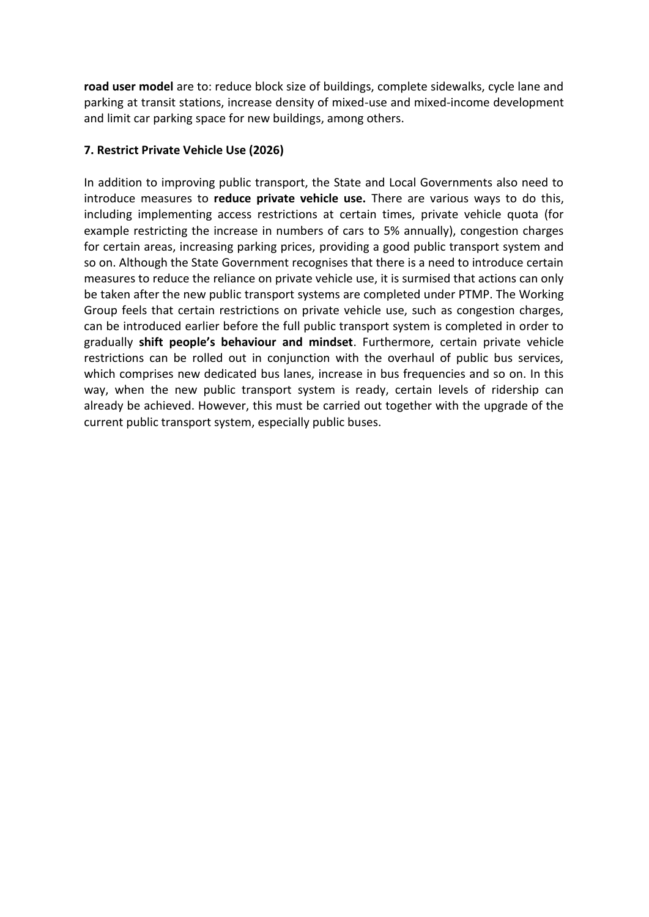**road user model** are to: reduce block size of buildings, complete sidewalks, cycle lane and parking at transit stations, increase density of mixed-use and mixed-income development and limit car parking space for new buildings, among others.

**7. Restrict Private Vehicle Use (2026)**

In addition to improving public transport, the State and Local Governments also need to introduce measures to **reduce private vehicle use.** There are various ways to do this, including implementing access restrictions at certain times, private vehicle quota (for example restricting the increase in numbers of cars to 5% annually), congestion charges for certain areas, increasing parking prices, providing a good public transport system and so on. Although the State Government recognises that there is a need to introduce certain measures to reduce the reliance on private vehicle use, it is surmised that actions can only be taken after the new public transport systems are completed under PTMP. The Working Group feels that certain restrictions on private vehicle use, such as congestion charges, can be introduced earlier before the full public transport system is completed in order to gradually **shift people's behaviour and mindset**. Furthermore, certain private vehicle restrictions can be rolled out in conjunction with the overhaul of public bus services, which comprises new dedicated bus lanes, increase in bus frequencies and so on. In this way, when the new public transport system is ready, certain levels of ridership can already be achieved. However, this must be carried out together with the upgrade of the current public transport system, especially public buses.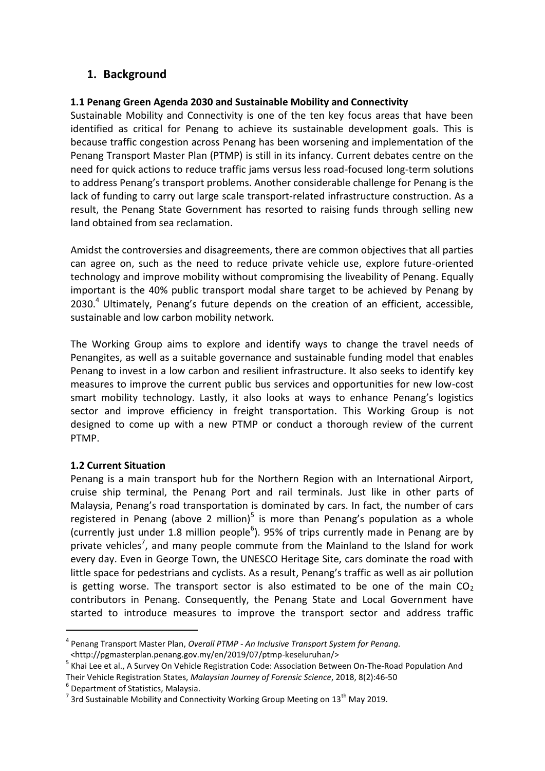# 1. Background

### 1.1 Penang Green Agenda 2030 and Sustainable Mobility and Connectivity

Sustainable Mobility and Connectivity is one of the ten key focus areas that have been identified as critical for Penang to achieve its sustainable development goals. This is because traffic congestion across Penang has been worsening and implementation of the Penang Transport Master Plan (PTMP) is still in its infancy. Current debates centre on the need for quick actions to reduce traffic jams versus less road-focused long-term solutions to address Penang's transport problems. Another considerable challenge for Penang is the lack of funding to carry out large scale transport-related infrastructure construction. As a result, the Penang State Government has resorted to raising funds through selling new land obtained from sea reclamation.

Amidst the controversies and disagreements, there are common objectives that all parties can agree on, such as the need to reduce private vehicle use, explore future-oriented technology and improve mobility without compromising the liveability of Penang. Equally important is the 40% public transport modal share target to be achieved by Penang by 2030.[4] Ultimately, Penang's future depends on the creation of an efficient, accessible, sustainable and low carbon mobility network.

The Working Group aims to explore and identify ways to change the travel needs of Penangites, as well as a suitable governance and sustainable funding model that enables Penang to invest in a low carbon and resilient infrastructure. It also seeks to identify key measures to improve the current public bus services and opportunities for new low-cost smart mobility technology. Lastly, it also looks at ways to enhance Penang's logistics sector and improve efficiency in freight transportation. This Working Group is not designed to come up with a new PTMP or conduct a thorough review of the current PTMP.

### 1.2 Current Situation

Penang is a main transport hub for the Northern Region with an International Airport, cruise ship terminal, the Penang Port and rail terminals. Just like in other parts of Malaysia, Penang's road transportation is dominated by cars. In fact, the number of cars registered in Penang (above 2 million)[5] is more than Penang's population as a whole (currently just under 1.8 million people[6]). 95% of trips currently made in Penang are by private vehicles[7], and many people commute from the Mainland to the Island for work every day. Even in George Town, the UNESCO Heritage Site, cars dominate the road with little space for pedestrians and cyclists. As a result, Penang's traffic as well as air pollution is getting worse. The transport sector is also estimated to be one of the main $CO_2$ contributors in Penang. Consequently, the Penang State and Local Government have started to introduce measures to improve the transport sector and address traffic

---

[4] Penang Transport Master Plan, *Overall PTMP - An Inclusive Transport System for Penang.* <http://pgmasterplan.penang.gov.my/en/2019/07/ptmp-keseluruhan/>

[5] Khai Lee et al., A Survey On Vehicle Registration Code: Association Between On-The-Road Population And Their Vehicle Registration States, *Malaysian Journey of Forensic Science*, 2018, 8(2):46-50

[6] Department of Statistics, Malaysia.

[7] 3rd Sustainable Mobility and Connectivity Working Group Meeting on 13th May 2019.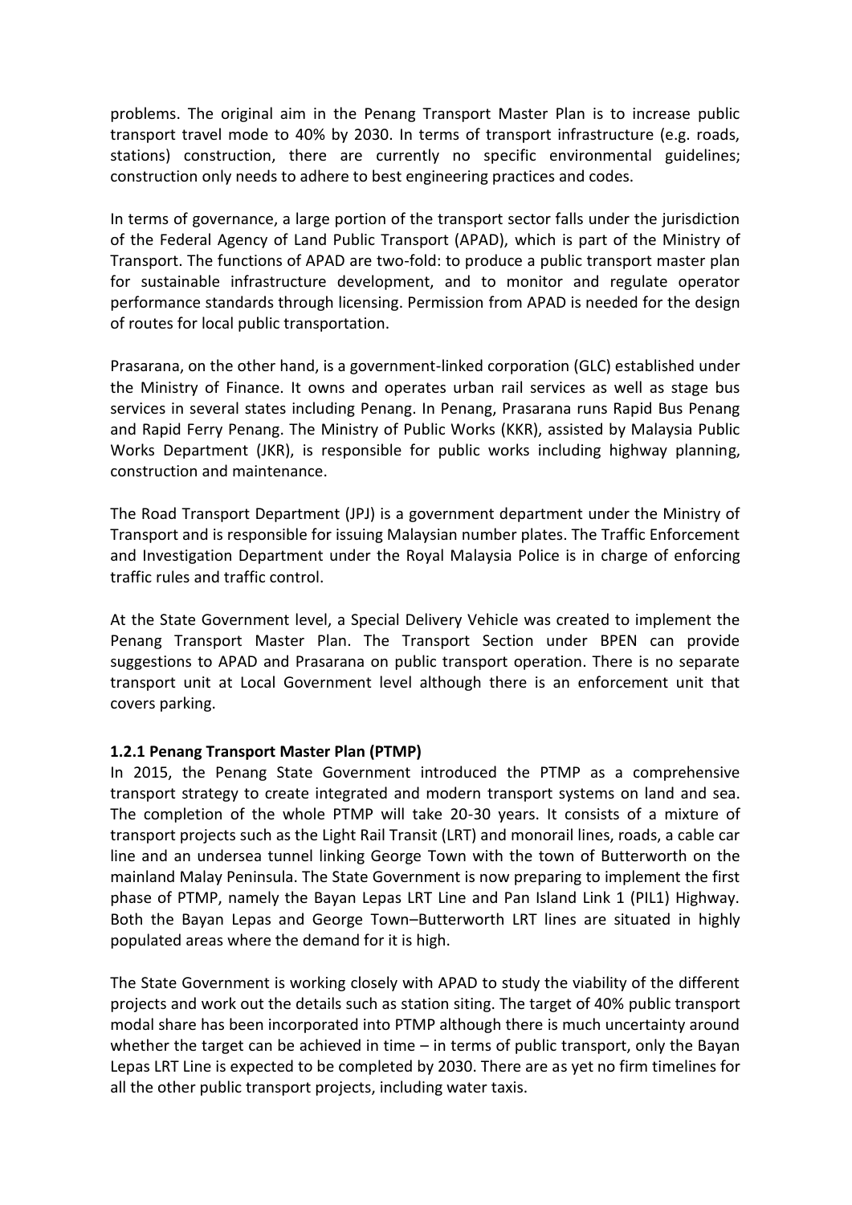problems. The original aim in the Penang Transport Master Plan is to increase public transport travel mode to 40% by 2030. In terms of transport infrastructure (e.g. roads, stations) construction, there are currently no specific environmental guidelines; construction only needs to adhere to best engineering practices and codes.

In terms of governance, a large portion of the transport sector falls under the jurisdiction of the Federal Agency of Land Public Transport (APAD), which is part of the Ministry of Transport. The functions of APAD are two-fold: to produce a public transport master plan for sustainable infrastructure development, and to monitor and regulate operator performance standards through licensing. Permission from APAD is needed for the design of routes for local public transportation.

Prasarana, on the other hand, is a government-linked corporation (GLC) established under the Ministry of Finance. It owns and operates urban rail services as well as stage bus services in several states including Penang. In Penang, Prasarana runs Rapid Bus Penang and Rapid Ferry Penang. The Ministry of Public Works (KKR), assisted by Malaysia Public Works Department (JKR), is responsible for public works including highway planning, construction and maintenance.

The Road Transport Department (JPJ) is a government department under the Ministry of Transport and is responsible for issuing Malaysian number plates. The Traffic Enforcement and Investigation Department under the Royal Malaysia Police is in charge of enforcing traffic rules and traffic control.

At the State Government level, a Special Delivery Vehicle was created to implement the Penang Transport Master Plan. The Transport Section under BPEN can provide suggestions to APAD and Prasarana on public transport operation. There is no separate transport unit at Local Government level although there is an enforcement unit that covers parking.

### 1.2.1 Penang Transport Master Plan (PTMP)

In 2015, the Penang State Government introduced the PTMP as a comprehensive transport strategy to create integrated and modern transport systems on land and sea. The completion of the whole PTMP will take 20-30 years. It consists of a mixture of transport projects such as the Light Rail Transit (LRT) and monorail lines, roads, a cable car line and an undersea tunnel linking George Town with the town of Butterworth on the mainland Malay Peninsula. The State Government is now preparing to implement the first phase of PTMP, namely the Bayan Lepas LRT Line and Pan Island Link 1 (PIL1) Highway. Both the Bayan Lepas and George Town–Butterworth LRT lines are situated in highly populated areas where the demand for it is high.

The State Government is working closely with APAD to study the viability of the different projects and work out the details such as station siting. The target of 40% public transport modal share has been incorporated into PTMP although there is much uncertainty around whether the target can be achieved in time – in terms of public transport, only the Bayan Lepas LRT Line is expected to be completed by 2030. There are as yet no firm timelines for all the other public transport projects, including water taxis.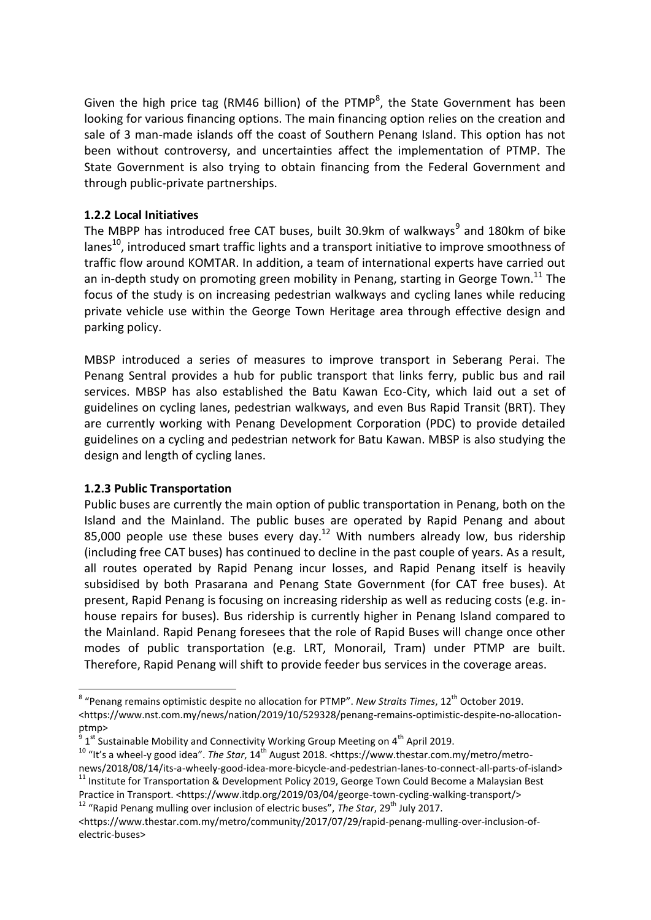Given the high price tag (RM46 billion) of the PTMP[8], the State Government has been looking for various financing options. The main financing option relies on the creation and sale of 3 man-made islands off the coast of Southern Penang Island. This option has not been without controversy, and uncertainties affect the implementation of PTMP. The State Government is also trying to obtain financing from the Federal Government and through public-private partnerships.

### 1.2.2 Local Initiatives

The MBPP has introduced free CAT buses, built 30.9km of walkways[9] and 180km of bike lanes[10], introduced smart traffic lights and a transport initiative to improve smoothness of traffic flow around KOMTAR. In addition, a team of international experts have carried out an in-depth study on promoting green mobility in Penang, starting in George Town.[11] The focus of the study is on increasing pedestrian walkways and cycling lanes while reducing private vehicle use within the George Town Heritage area through effective design and parking policy.

MBSP introduced a series of measures to improve transport in Seberang Perai. The Penang Sentral provides a hub for public transport that links ferry, public bus and rail services. MBSP has also established the Batu Kawan Eco-City, which laid out a set of guidelines on cycling lanes, pedestrian walkways, and even Bus Rapid Transit (BRT). They are currently working with Penang Development Corporation (PDC) to provide detailed guidelines on a cycling and pedestrian network for Batu Kawan. MBSP is also studying the design and length of cycling lanes.

### 1.2.3 Public Transportation

Public buses are currently the main option of public transportation in Penang, both on the Island and the Mainland. The public buses are operated by Rapid Penang and about 85,000 people use these buses every day.[12] With numbers already low, bus ridership (including free CAT buses) has continued to decline in the past couple of years. As a result, all routes operated by Rapid Penang incur losses, and Rapid Penang itself is heavily subsidised by both Prasarana and Penang State Government (for CAT free buses). At present, Rapid Penang is focusing on increasing ridership as well as reducing costs (e.g. in-house repairs for buses). Bus ridership is currently higher in Penang Island compared to the Mainland. Rapid Penang foresees that the role of Rapid Buses will change once other modes of public transportation (e.g. LRT, Monorail, Tram) under PTMP are built. Therefore, Rapid Penang will shift to provide feeder bus services in the coverage areas.

---

[8] "Penang remains optimistic despite no allocation for PTMP". *New Straits Times*, 12th October 2019. <https://www.nst.com.my/news/nation/2019/10/529328/penang-remains-optimistic-despite-no-allocation-ptmp>

[9] 1st Sustainable Mobility and Connectivity Working Group Meeting on 4th April 2019.

[10] "It's a wheel-y good idea". *The Star*, 14th August 2018. <https://www.thestar.com.my/metro/metro-news/2018/08/14/its-a-wheely-good-idea-more-bicycle-and-pedestrian-lanes-to-connect-all-parts-of-island>

[11] Institute for Transportation & Development Policy 2019, George Town Could Become a Malaysian Best Practice in Transport. <https://www.itdp.org/2019/03/04/george-town-cycling-walking-transport/>

[12] "Rapid Penang mulling over inclusion of electric buses", *The Star*, 29th July 2017. <https://www.thestar.com.my/metro/community/2017/07/29/rapid-penang-mulling-over-inclusion-of-electric-buses>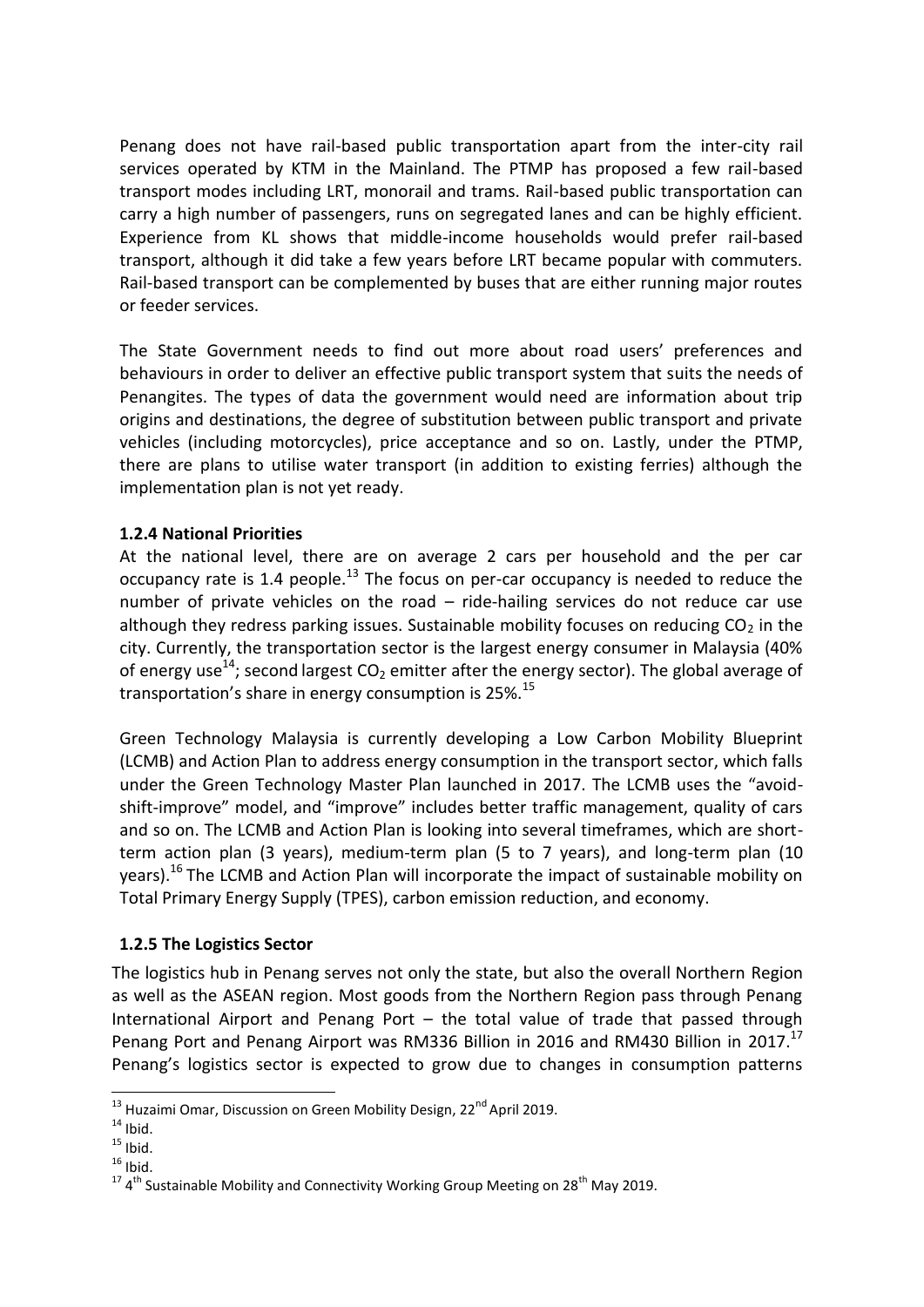Penang does not have rail-based public transportation apart from the inter-city rail services operated by KTM in the Mainland. The PTMP has proposed a few rail-based transport modes including LRT, monorail and trams. Rail-based public transportation can carry a high number of passengers, runs on segregated lanes and can be highly efficient. Experience from KL shows that middle-income households would prefer rail-based transport, although it did take a few years before LRT became popular with commuters. Rail-based transport can be complemented by buses that are either running major routes or feeder services.

The State Government needs to find out more about road users' preferences and behaviours in order to deliver an effective public transport system that suits the needs of Penangites. The types of data the government would need are information about trip origins and destinations, the degree of substitution between public transport and private vehicles (including motorcycles), price acceptance and so on. Lastly, under the PTMP, there are plans to utilise water transport (in addition to existing ferries) although the implementation plan is not yet ready.

### 1.2.4 National Priorities

At the national level, there are on average 2 cars per household and the per car occupancy rate is 1.4 people.[13] The focus on per-car occupancy is needed to reduce the number of private vehicles on the road – ride-hailing services do not reduce car use although they redress parking issues. Sustainable mobility focuses on reducing $CO_2$ in the city. Currently, the transportation sector is the largest energy consumer in Malaysia (40% of energy use[14]; second largest $CO_2$ emitter after the energy sector). The global average of transportation's share in energy consumption is 25%.[15]

Green Technology Malaysia is currently developing a Low Carbon Mobility Blueprint (LCMB) and Action Plan to address energy consumption in the transport sector, which falls under the Green Technology Master Plan launched in 2017. The LCMB uses the "avoid-shift-improve" model, and "improve" includes better traffic management, quality of cars and so on. The LCMB and Action Plan is looking into several timeframes, which are short-term action plan (3 years), medium-term plan (5 to 7 years), and long-term plan (10 years).[16] The LCMB and Action Plan will incorporate the impact of sustainable mobility on Total Primary Energy Supply (TPES), carbon emission reduction, and economy.

### 1.2.5 The Logistics Sector

The logistics hub in Penang serves not only the state, but also the overall Northern Region as well as the ASEAN region. Most goods from the Northern Region pass through Penang International Airport and Penang Port – the total value of trade that passed through Penang Port and Penang Airport was RM336 Billion in 2016 and RM430 Billion in 2017.[17] Penang's logistics sector is expected to grow due to changes in consumption patterns

---

[13] Huzaimi Omar, Discussion on Green Mobility Design, 22nd April 2019.

[14] Ibid.

[15] Ibid.

[16] Ibid.

[17] 4th Sustainable Mobility and Connectivity Working Group Meeting on 28th May 2019.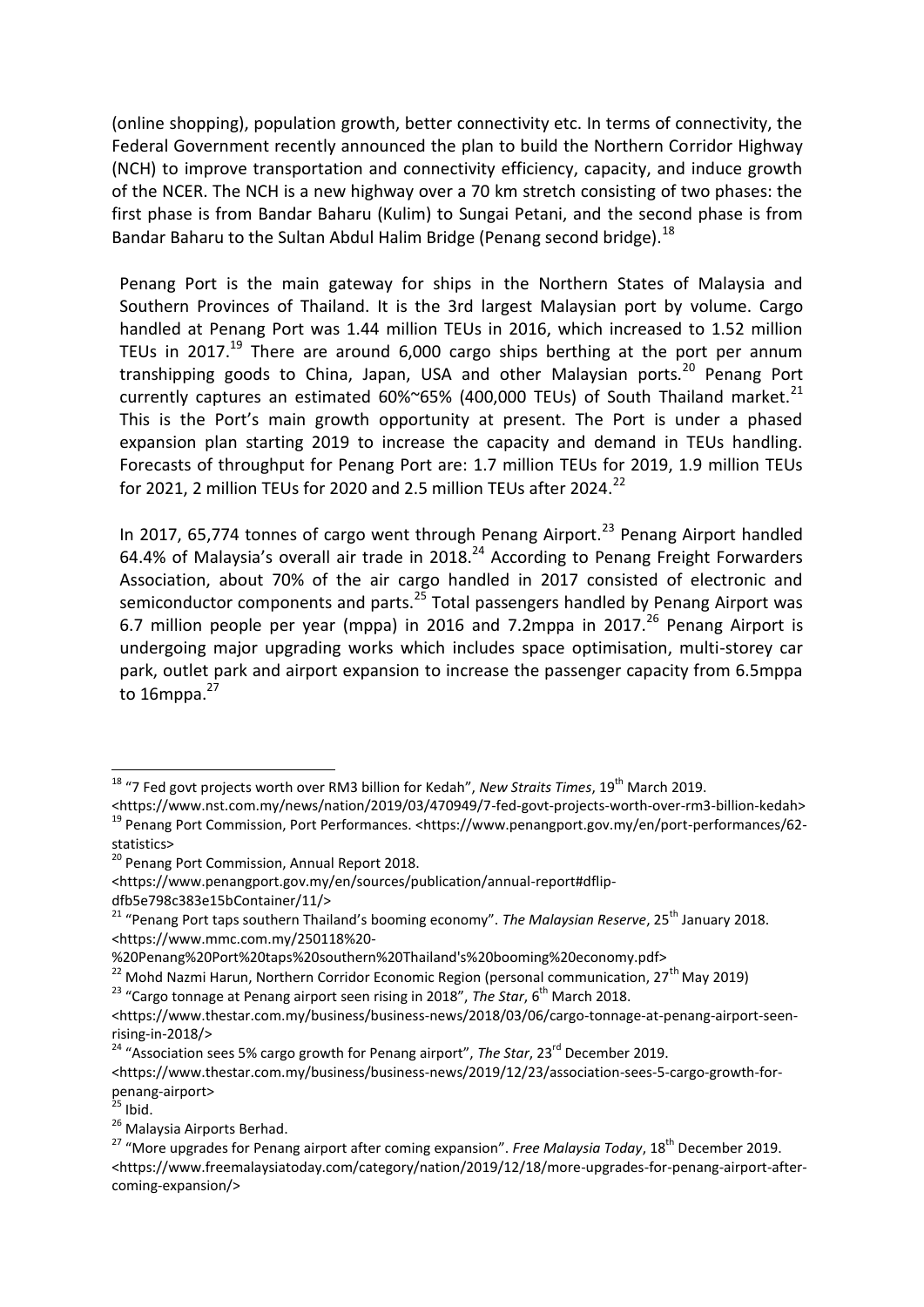(online shopping), population growth, better connectivity etc. In terms of connectivity, the Federal Government recently announced the plan to build the Northern Corridor Highway (NCH) to improve transportation and connectivity efficiency, capacity, and induce growth of the NCER. The NCH is a new highway over a 70 km stretch consisting of two phases: the first phase is from Bandar Baharu (Kulim) to Sungai Petani, and the second phase is from Bandar Baharu to the Sultan Abdul Halim Bridge (Penang second bridge).[18]

Penang Port is the main gateway for ships in the Northern States of Malaysia and Southern Provinces of Thailand. It is the 3rd largest Malaysian port by volume. Cargo handled at Penang Port was 1.44 million TEUs in 2016, which increased to 1.52 million TEUs in 2017.[19] There are around 6,000 cargo ships berthing at the port per annum transhipping goods to China, Japan, USA and other Malaysian ports.[20] Penang Port currently captures an estimated 60%~65% (400,000 TEUs) of South Thailand market.[21] This is the Port's main growth opportunity at present. The Port is under a phased expansion plan starting 2019 to increase the capacity and demand in TEUs handling. Forecasts of throughput for Penang Port are: 1.7 million TEUs for 2019, 1.9 million TEUs for 2021, 2 million TEUs for 2020 and 2.5 million TEUs after 2024.[22]

In 2017, 65,774 tonnes of cargo went through Penang Airport.[23] Penang Airport handled 64.4% of Malaysia's overall air trade in 2018.[24] According to Penang Freight Forwarders Association, about 70% of the air cargo handled in 2017 consisted of electronic and semiconductor components and parts.[25] Total passengers handled by Penang Airport was 6.7 million people per year (mppa) in 2016 and 7.2mppa in 2017.[26] Penang Airport is undergoing major upgrading works which includes space optimisation, multi-storey car park, outlet park and airport expansion to increase the passenger capacity from 6.5mppa to 16mppa.[27]

---

[18] "7 Fed govt projects worth over RM3 billion for Kedah", *New Straits Times*, 19th March 2019. <https://www.nst.com.my/news/nation/2019/03/470949/7-fed-govt-projects-worth-over-rm3-billion-kedah>

[19] Penang Port Commission, Port Performances. <https://www.penangport.gov.my/en/port-performances/62-statistics>

[20] Penang Port Commission, Annual Report 2018. <https://www.penangport.gov.my/en/sources/publication/annual-report#dflip-dfb5e798c383e15bContainer/11/>

[21] "Penang Port taps southern Thailand's booming economy". *The Malaysian Reserve*, 25th January 2018. <https://www.mmc.com.my/250118%20-%20Penang%20Port%20taps%20southern%20Thailand's%20booming%20economy.pdf>

[22] Mohd Nazmi Harun, Northern Corridor Economic Region (personal communication, 27th May 2019)

[23] "Cargo tonnage at Penang airport seen rising in 2018", *The Star*, 6th March 2018. <https://www.thestar.com.my/business/business-news/2018/03/06/cargo-tonnage-at-penang-airport-seen-rising-in-2018/>

[24] "Association sees 5% cargo growth for Penang airport", *The Star*, 23rd December 2019. <https://www.thestar.com.my/business/business-news/2019/12/23/association-sees-5-cargo-growth-for-penang-airport>

[25] Ibid.

[26] Malaysia Airports Berhad.

[27] "More upgrades for Penang airport after coming expansion". *Free Malaysia Today*, 18th December 2019. <https://www.freemalaysiatoday.com/category/nation/2019/12/18/more-upgrades-for-penang-airport-after-coming-expansion/>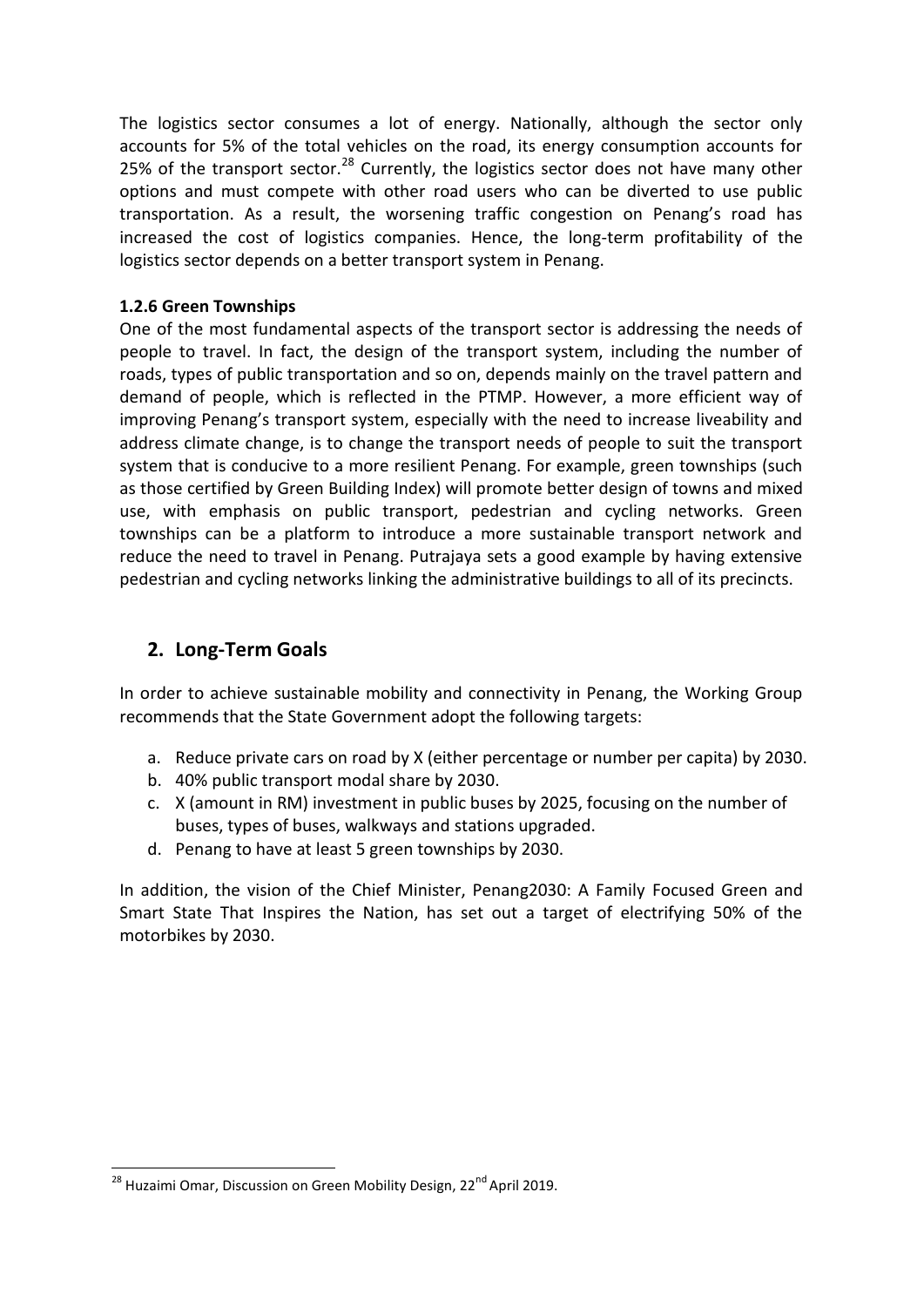The logistics sector consumes a lot of energy. Nationally, although the sector only accounts for 5% of the total vehicles on the road, its energy consumption accounts for 25% of the transport sector.[28] Currently, the logistics sector does not have many other options and must compete with other road users who can be diverted to use public transportation. As a result, the worsening traffic congestion on Penang's road has increased the cost of logistics companies. Hence, the long-term profitability of the logistics sector depends on a better transport system in Penang.

#### 1.2.6 Green Townships

One of the most fundamental aspects of the transport sector is addressing the needs of people to travel. In fact, the design of the transport system, including the number of roads, types of public transportation and so on, depends mainly on the travel pattern and demand of people, which is reflected in the PTMP. However, a more efficient way of improving Penang's transport system, especially with the need to increase liveability and address climate change, is to change the transport needs of people to suit the transport system that is conducive to a more resilient Penang. For example, green townships (such as those certified by Green Building Index) will promote better design of towns and mixed use, with emphasis on public transport, pedestrian and cycling networks. Green townships can be a platform to introduce a more sustainable transport network and reduce the need to travel in Penang. Putrajaya sets a good example by having extensive pedestrian and cycling networks linking the administrative buildings to all of its precincts.

## 2. Long-Term Goals

In order to achieve sustainable mobility and connectivity in Penang, the Working Group recommends that the State Government adopt the following targets:

a. Reduce private cars on road by X (either percentage or number per capita) by 2030.
b. 40% public transport modal share by 2030.
c. X (amount in RM) investment in public buses by 2025, focusing on the number of buses, types of buses, walkways and stations upgraded.
d. Penang to have at least 5 green townships by 2030.

In addition, the vision of the Chief Minister, Penang2030: A Family Focused Green and Smart State That Inspires the Nation, has set out a target of electrifying 50% of the motorbikes by 2030.

[28] Huzaimi Omar, Discussion on Green Mobility Design, 22nd April 2019.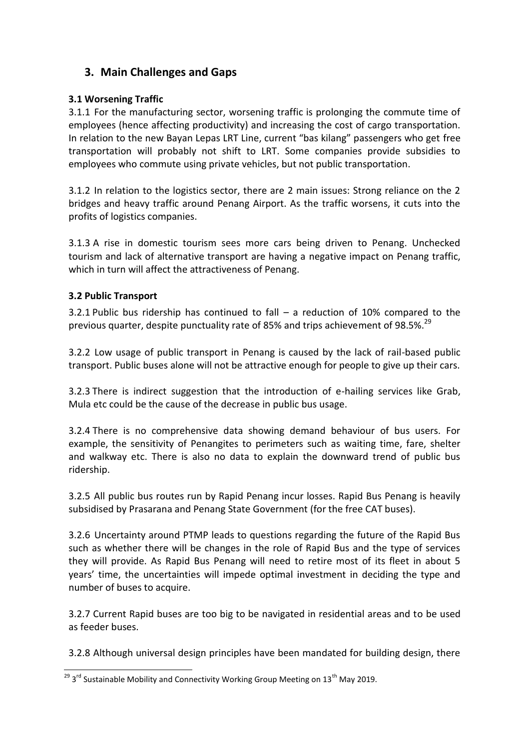## 3. Main Challenges and Gaps

### 3.1 Worsening Traffic

3.1.1 For the manufacturing sector, worsening traffic is prolonging the commute time of employees (hence affecting productivity) and increasing the cost of cargo transportation. In relation to the new Bayan Lepas LRT Line, current "bas kilang" passengers who get free transportation will probably not shift to LRT. Some companies provide subsidies to employees who commute using private vehicles, but not public transportation.

3.1.2 In relation to the logistics sector, there are 2 main issues: Strong reliance on the 2 bridges and heavy traffic around Penang Airport. As the traffic worsens, it cuts into the profits of logistics companies.

3.1.3 A rise in domestic tourism sees more cars being driven to Penang. Unchecked tourism and lack of alternative transport are having a negative impact on Penang traffic, which in turn will affect the attractiveness of Penang.

### 3.2 Public Transport

3.2.1 Public bus ridership has continued to fall – a reduction of 10% compared to the previous quarter, despite punctuality rate of 85% and trips achievement of 98.5%.[29]

3.2.2 Low usage of public transport in Penang is caused by the lack of rail-based public transport. Public buses alone will not be attractive enough for people to give up their cars.

3.2.3 There is indirect suggestion that the introduction of e-hailing services like Grab, Mula etc could be the cause of the decrease in public bus usage.

3.2.4 There is no comprehensive data showing demand behaviour of bus users. For example, the sensitivity of Penangites to perimeters such as waiting time, fare, shelter and walkway etc. There is also no data to explain the downward trend of public bus ridership.

3.2.5 All public bus routes run by Rapid Penang incur losses. Rapid Bus Penang is heavily subsidised by Prasarana and Penang State Government (for the free CAT buses).

3.2.6 Uncertainty around PTMP leads to questions regarding the future of the Rapid Bus such as whether there will be changes in the role of Rapid Bus and the type of services they will provide. As Rapid Bus Penang will need to retire most of its fleet in about 5 years' time, the uncertainties will impede optimal investment in deciding the type and number of buses to acquire.

3.2.7 Current Rapid buses are too big to be navigated in residential areas and to be used as feeder buses.

3.2.8 Although universal design principles have been mandated for building design, there

[29] 3rd Sustainable Mobility and Connectivity Working Group Meeting on 13th May 2019.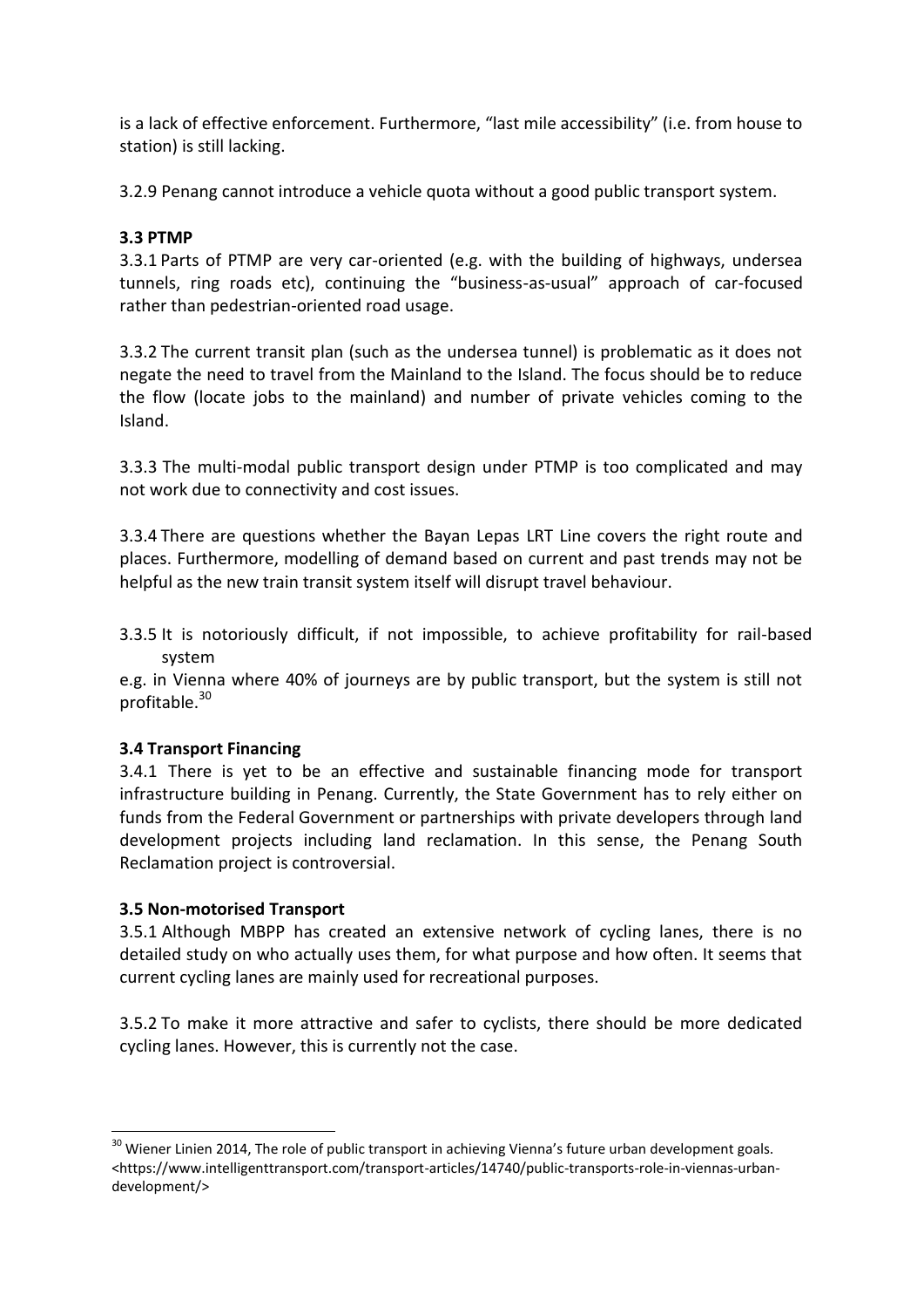is a lack of effective enforcement. Furthermore, "last mile accessibility" (i.e. from house to station) is still lacking.

3.2.9 Penang cannot introduce a vehicle quota without a good public transport system.

**3.3 PTMP**

3.3.1 Parts of PTMP are very car-oriented (e.g. with the building of highways, undersea tunnels, ring roads etc), continuing the "business-as-usual" approach of car-focused rather than pedestrian-oriented road usage.

3.3.2 The current transit plan (such as the undersea tunnel) is problematic as it does not negate the need to travel from the Mainland to the Island. The focus should be to reduce the flow (locate jobs to the mainland) and number of private vehicles coming to the Island.

3.3.3 The multi-modal public transport design under PTMP is too complicated and may not work due to connectivity and cost issues.

3.3.4 There are questions whether the Bayan Lepas LRT Line covers the right route and places. Furthermore, modelling of demand based on current and past trends may not be helpful as the new train transit system itself will disrupt travel behaviour.

3.3.5 It is notoriously difficult, if not impossible, to achieve profitability for rail-based system
e.g. in Vienna where 40% of journeys are by public transport, but the system is still not profitable.[30]

**3.4 Transport Financing**

3.4.1 There is yet to be an effective and sustainable financing mode for transport infrastructure building in Penang. Currently, the State Government has to rely either on funds from the Federal Government or partnerships with private developers through land development projects including land reclamation. In this sense, the Penang South Reclamation project is controversial.

**3.5 Non-motorised Transport**

3.5.1 Although MBPP has created an extensive network of cycling lanes, there is no detailed study on who actually uses them, for what purpose and how often. It seems that current cycling lanes are mainly used for recreational purposes.

3.5.2 To make it more attractive and safer to cyclists, there should be more dedicated cycling lanes. However, this is currently not the case.

---

[30] Wiener Linien 2014, The role of public transport in achieving Vienna's future urban development goals. <https://www.intelligenttransport.com/transport-articles/14740/public-transports-role-in-viennas-urban-development/>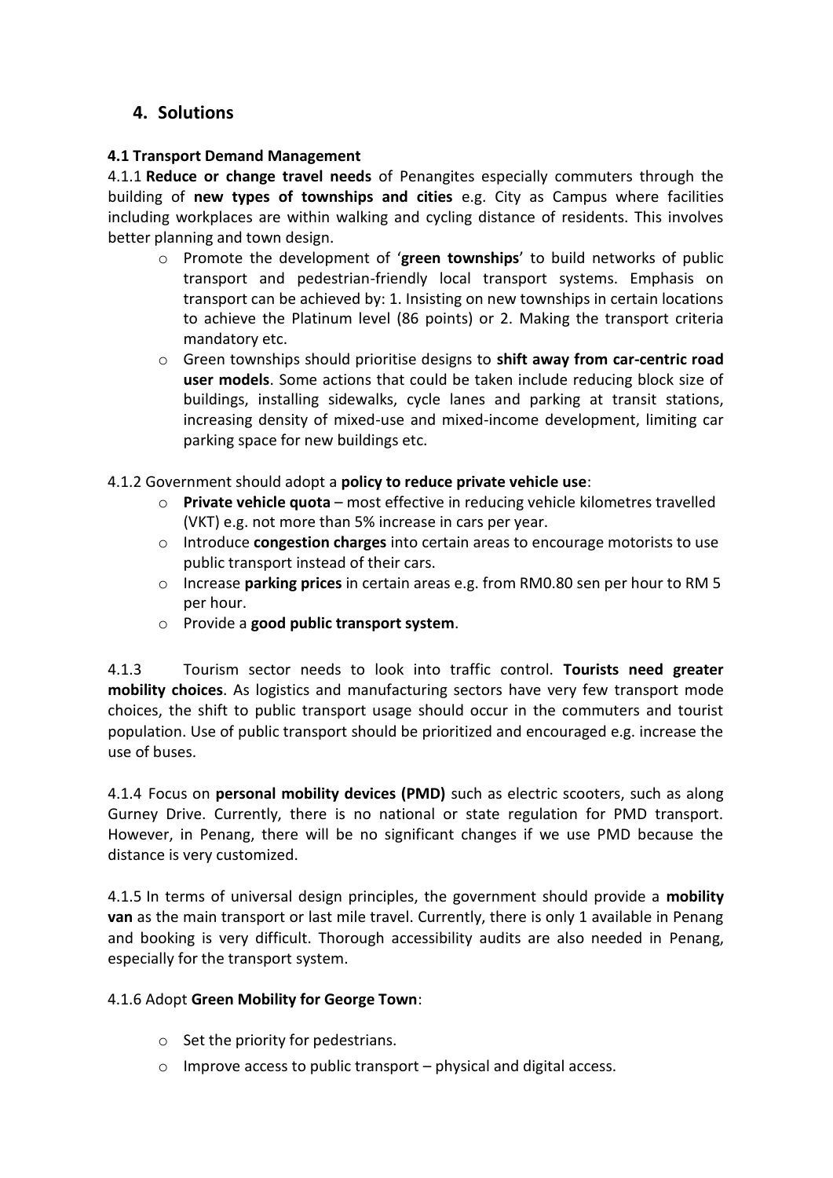## 4. Solutions

**4.1 Transport Demand Management**

4.1.1 **Reduce or change travel needs** of Penangites especially commuters through the building of **new types of townships and cities** e.g. City as Campus where facilities including workplaces are within walking and cycling distance of residents. This involves better planning and town design.

- Promote the development of '**green townships**' to build networks of public transport and pedestrian-friendly local transport systems. Emphasis on transport can be achieved by: 1. Insisting on new townships in certain locations to achieve the Platinum level (86 points) or 2. Making the transport criteria mandatory etc.
- Green townships should prioritise designs to **shift away from car-centric road user models**. Some actions that could be taken include reducing block size of buildings, installing sidewalks, cycle lanes and parking at transit stations, increasing density of mixed-use and mixed-income development, limiting car parking space for new buildings etc.

4.1.2 Government should adopt a **policy to reduce private vehicle use**:

- **Private vehicle quota** – most effective in reducing vehicle kilometres travelled (VKT) e.g. not more than 5% increase in cars per year.
- Introduce **congestion charges** into certain areas to encourage motorists to use public transport instead of their cars.
- Increase **parking prices** in certain areas e.g. from RM0.80 sen per hour to RM 5 per hour.
- Provide a **good public transport system**.

4.1.3 Tourism sector needs to look into traffic control. **Tourists need greater mobility choices**. As logistics and manufacturing sectors have very few transport mode choices, the shift to public transport usage should occur in the commuters and tourist population. Use of public transport should be prioritized and encouraged e.g. increase the use of buses.

4.1.4 Focus on **personal mobility devices (PMD)** such as electric scooters, such as along Gurney Drive. Currently, there is no national or state regulation for PMD transport. However, in Penang, there will be no significant changes if we use PMD because the distance is very customized.

4.1.5 In terms of universal design principles, the government should provide a **mobility van** as the main transport or last mile travel. Currently, there is only 1 available in Penang and booking is very difficult. Thorough accessibility audits are also needed in Penang, especially for the transport system.

4.1.6 Adopt **Green Mobility for George Town**:

- Set the priority for pedestrians.
- Improve access to public transport – physical and digital access.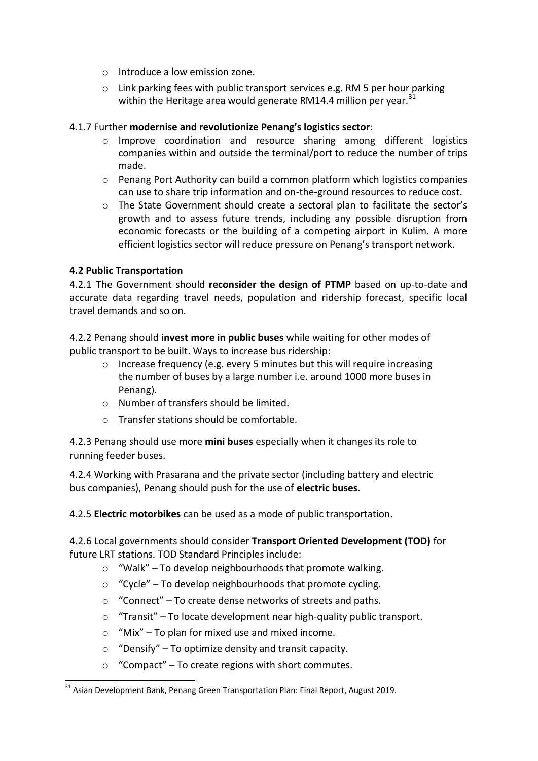- Introduce a low emission zone.
- Link parking fees with public transport services e.g. RM 5 per hour parking within the Heritage area would generate RM14.4 million per year.[31]

4.1.7 Further **modernise and revolutionize Penang's logistics sector**:

- Improve coordination and resource sharing among different logistics companies within and outside the terminal/port to reduce the number of trips made.
- Penang Port Authority can build a common platform which logistics companies can use to share trip information and on-the-ground resources to reduce cost.
- The State Government should create a sectoral plan to facilitate the sector's growth and to assess future trends, including any possible disruption from economic forecasts or the building of a competing airport in Kulim. A more efficient logistics sector will reduce pressure on Penang's transport network.

### 4.2 Public Transportation

4.2.1 The Government should **reconsider the design of PTMP** based on up-to-date and accurate data regarding travel needs, population and ridership forecast, specific local travel demands and so on.

4.2.2 Penang should **invest more in public buses** while waiting for other modes of public transport to be built. Ways to increase bus ridership:

- Increase frequency (e.g. every 5 minutes but this will require increasing the number of buses by a large number i.e. around 1000 more buses in Penang).
- Number of transfers should be limited.
- Transfer stations should be comfortable.

4.2.3 Penang should use more **mini buses** especially when it changes its role to running feeder buses.

4.2.4 Working with Prasarana and the private sector (including battery and electric bus companies), Penang should push for the use of **electric buses**.

4.2.5 **Electric motorbikes** can be used as a mode of public transportation.

4.2.6 Local governments should consider **Transport Oriented Development (TOD)** for future LRT stations. TOD Standard Principles include:

- "Walk" – To develop neighbourhoods that promote walking.
- "Cycle" – To develop neighbourhoods that promote cycling.
- "Connect" – To create dense networks of streets and paths.
- "Transit" – To locate development near high-quality public transport.
- "Mix" – To plan for mixed use and mixed income.
- "Densify" – To optimize density and transit capacity.
- "Compact" – To create regions with short commutes.

[31] Asian Development Bank, Penang Green Transportation Plan: Final Report, August 2019.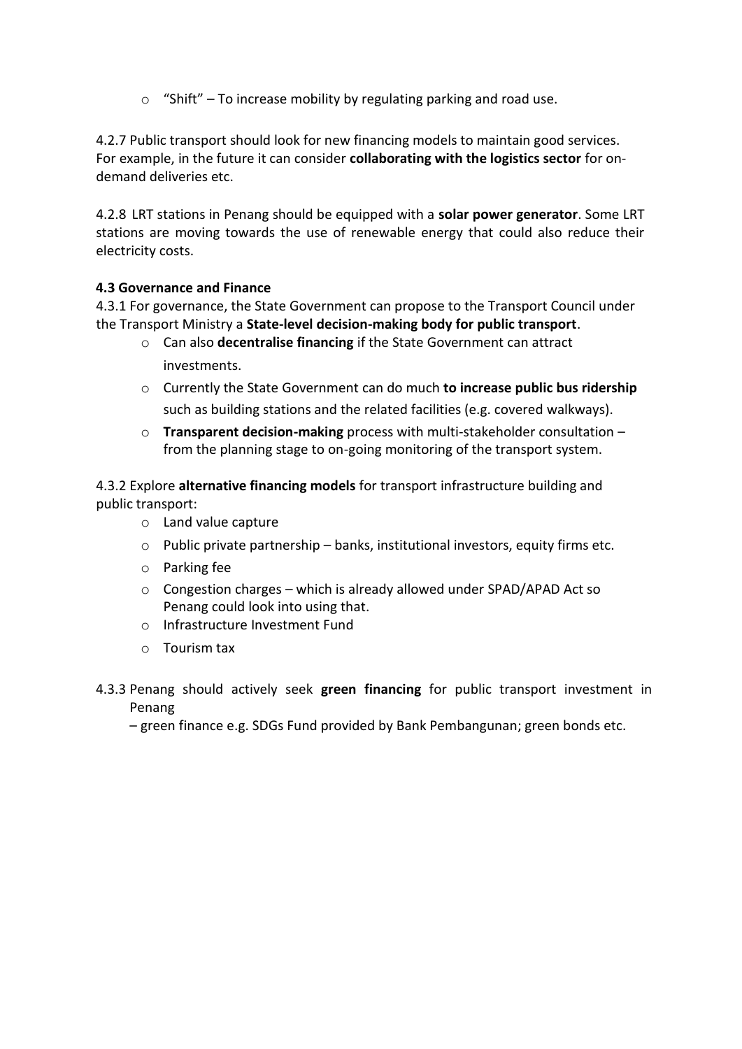- "Shift" – To increase mobility by regulating parking and road use.

4.2.7 Public transport should look for new financing models to maintain good services. For example, in the future it can consider **collaborating with the logistics sector** for on-demand deliveries etc.

4.2.8 LRT stations in Penang should be equipped with a **solar power generator**. Some LRT stations are moving towards the use of renewable energy that could also reduce their electricity costs.

**4.3 Governance and Finance**

4.3.1 For governance, the State Government can propose to the Transport Council under the Transport Ministry a **State-level decision-making body for public transport**.

- Can also **decentralise financing** if the State Government can attract investments.
- Currently the State Government can do much **to increase public bus ridership** such as building stations and the related facilities (e.g. covered walkways).
- **Transparent decision-making** process with multi-stakeholder consultation – from the planning stage to on-going monitoring of the transport system.

4.3.2 Explore **alternative financing models** for transport infrastructure building and public transport:

- Land value capture
- Public private partnership – banks, institutional investors, equity firms etc.
- Parking fee
- Congestion charges – which is already allowed under SPAD/APAD Act so Penang could look into using that.
- Infrastructure Investment Fund
- Tourism tax

4.3.3 Penang should actively seek **green financing** for public transport investment in Penang
– green finance e.g. SDGs Fund provided by Bank Pembangunan; green bonds etc.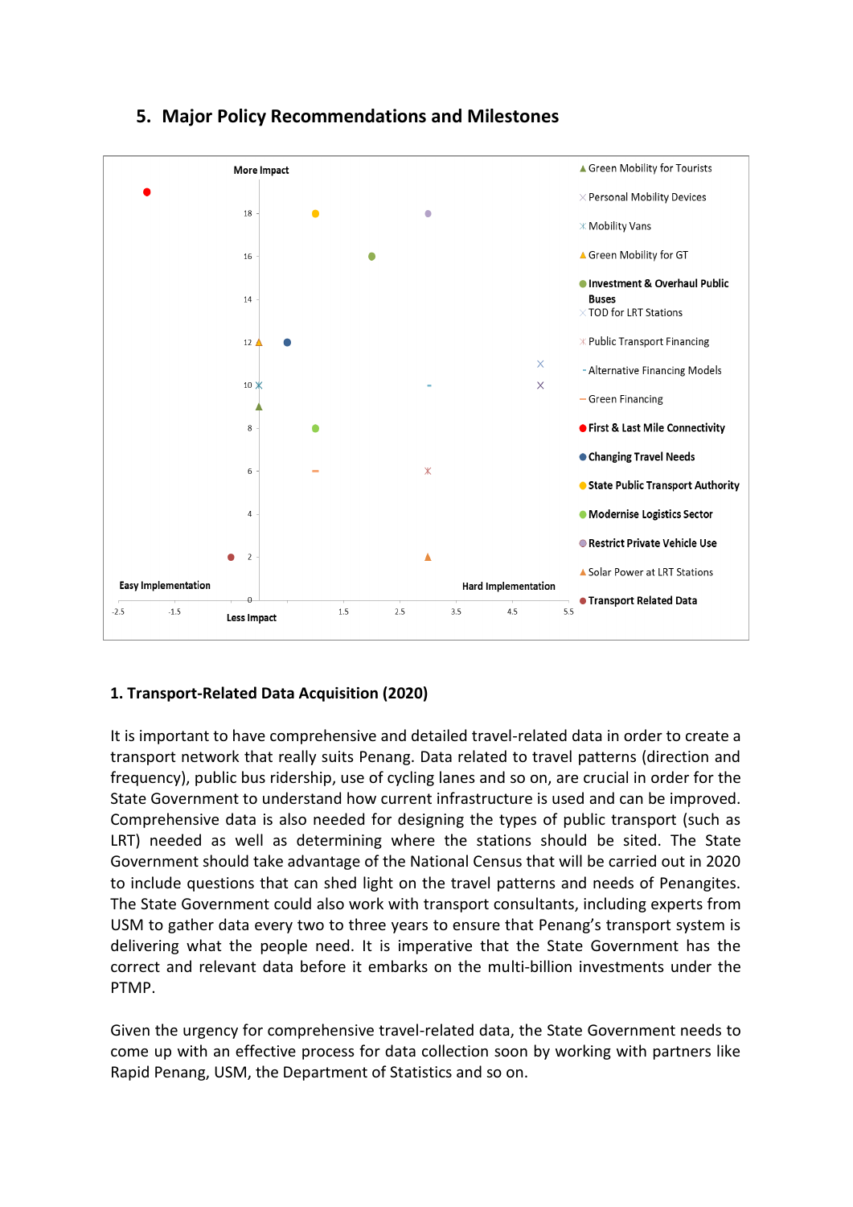## 5. Major Policy Recommendations and Milestones

More Impact

Less Impact

Easy Implementation

Hard Implementation

- Green Mobility for Tourists
- Personal Mobility Devices
- Mobility Vans
- Green Mobility for GT
- **Investment & Overhaul Public Buses**
- TOD for LRT Stations
- Public Transport Financing
- Alternative Financing Models
- Green Financing
- **First & Last Mile Connectivity**
- **Changing Travel Needs**
- **State Public Transport Authority**
- **Modernise Logistics Sector**
- **Restrict Private Vehicle Use**
- Solar Power at LRT Stations
- **Transport Related Data**

### 1. Transport-Related Data Acquisition (2020)

It is important to have comprehensive and detailed travel-related data in order to create a transport network that really suits Penang. Data related to travel patterns (direction and frequency), public bus ridership, use of cycling lanes and so on, are crucial in order for the State Government to understand how current infrastructure is used and can be improved. Comprehensive data is also needed for designing the types of public transport (such as LRT) needed as well as determining where the stations should be sited. The State Government should take advantage of the National Census that will be carried out in 2020 to include questions that can shed light on the travel patterns and needs of Penangites. The State Government could also work with transport consultants, including experts from USM to gather data every two to three years to ensure that Penang's transport system is delivering what the people need. It is imperative that the State Government has the correct and relevant data before it embarks on the multi-billion investments under the PTMP.

Given the urgency for comprehensive travel-related data, the State Government needs to come up with an effective process for data collection soon by working with partners like Rapid Penang, USM, the Department of Statistics and so on.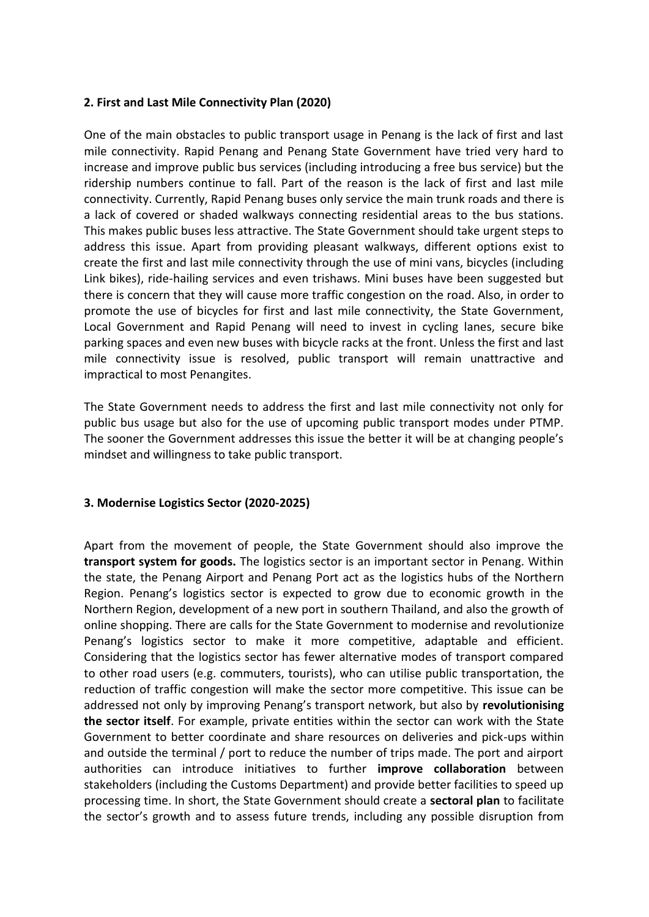### 2. First and Last Mile Connectivity Plan (2020)

One of the main obstacles to public transport usage in Penang is the lack of first and last mile connectivity. Rapid Penang and Penang State Government have tried very hard to increase and improve public bus services (including introducing a free bus service) but the ridership numbers continue to fall. Part of the reason is the lack of first and last mile connectivity. Currently, Rapid Penang buses only service the main trunk roads and there is a lack of covered or shaded walkways connecting residential areas to the bus stations. This makes public buses less attractive. The State Government should take urgent steps to address this issue. Apart from providing pleasant walkways, different options exist to create the first and last mile connectivity through the use of mini vans, bicycles (including Link bikes), ride-hailing services and even trishaws. Mini buses have been suggested but there is concern that they will cause more traffic congestion on the road. Also, in order to promote the use of bicycles for first and last mile connectivity, the State Government, Local Government and Rapid Penang will need to invest in cycling lanes, secure bike parking spaces and even new buses with bicycle racks at the front. Unless the first and last mile connectivity issue is resolved, public transport will remain unattractive and impractical to most Penangites.

The State Government needs to address the first and last mile connectivity not only for public bus usage but also for the use of upcoming public transport modes under PTMP. The sooner the Government addresses this issue the better it will be at changing people's mindset and willingness to take public transport.

### 3. Modernise Logistics Sector (2020-2025)

Apart from the movement of people, the State Government should also improve the **transport system for goods.** The logistics sector is an important sector in Penang. Within the state, the Penang Airport and Penang Port act as the logistics hubs of the Northern Region. Penang's logistics sector is expected to grow due to economic growth in the Northern Region, development of a new port in southern Thailand, and also the growth of online shopping. There are calls for the State Government to modernise and revolutionize Penang's logistics sector to make it more competitive, adaptable and efficient. Considering that the logistics sector has fewer alternative modes of transport compared to other road users (e.g. commuters, tourists), who can utilise public transportation, the reduction of traffic congestion will make the sector more competitive. This issue can be addressed not only by improving Penang's transport network, but also by **revolutionising the sector itself**. For example, private entities within the sector can work with the State Government to better coordinate and share resources on deliveries and pick-ups within and outside the terminal / port to reduce the number of trips made. The port and airport authorities can introduce initiatives to further **improve collaboration** between stakeholders (including the Customs Department) and provide better facilities to speed up processing time. In short, the State Government should create a **sectoral plan** to facilitate the sector's growth and to assess future trends, including any possible disruption from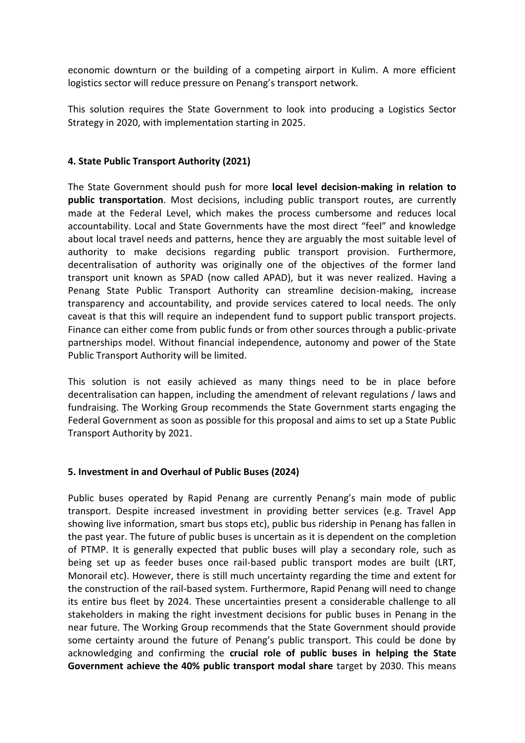economic downturn or the building of a competing airport in Kulim. A more efficient logistics sector will reduce pressure on Penang's transport network.

This solution requires the State Government to look into producing a Logistics Sector Strategy in 2020, with implementation starting in 2025.

#### 4. State Public Transport Authority (2021)

The State Government should push for more **local level decision-making in relation to public transportation**. Most decisions, including public transport routes, are currently made at the Federal Level, which makes the process cumbersome and reduces local accountability. Local and State Governments have the most direct "feel" and knowledge about local travel needs and patterns, hence they are arguably the most suitable level of authority to make decisions regarding public transport provision. Furthermore, decentralisation of authority was originally one of the objectives of the former land transport unit known as SPAD (now called APAD), but it was never realized. Having a Penang State Public Transport Authority can streamline decision-making, increase transparency and accountability, and provide services catered to local needs. The only caveat is that this will require an independent fund to support public transport projects. Finance can either come from public funds or from other sources through a public-private partnerships model. Without financial independence, autonomy and power of the State Public Transport Authority will be limited.

This solution is not easily achieved as many things need to be in place before decentralisation can happen, including the amendment of relevant regulations / laws and fundraising. The Working Group recommends the State Government starts engaging the Federal Government as soon as possible for this proposal and aims to set up a State Public Transport Authority by 2021.

#### 5. Investment in and Overhaul of Public Buses (2024)

Public buses operated by Rapid Penang are currently Penang's main mode of public transport. Despite increased investment in providing better services (e.g. Travel App showing live information, smart bus stops etc), public bus ridership in Penang has fallen in the past year. The future of public buses is uncertain as it is dependent on the completion of PTMP. It is generally expected that public buses will play a secondary role, such as being set up as feeder buses once rail-based public transport modes are built (LRT, Monorail etc). However, there is still much uncertainty regarding the time and extent for the construction of the rail-based system. Furthermore, Rapid Penang will need to change its entire bus fleet by 2024. These uncertainties present a considerable challenge to all stakeholders in making the right investment decisions for public buses in Penang in the near future. The Working Group recommends that the State Government should provide some certainty around the future of Penang's public transport. This could be done by acknowledging and confirming the **crucial role of public buses in helping the State Government achieve the 40% public transport modal share** target by 2030. This means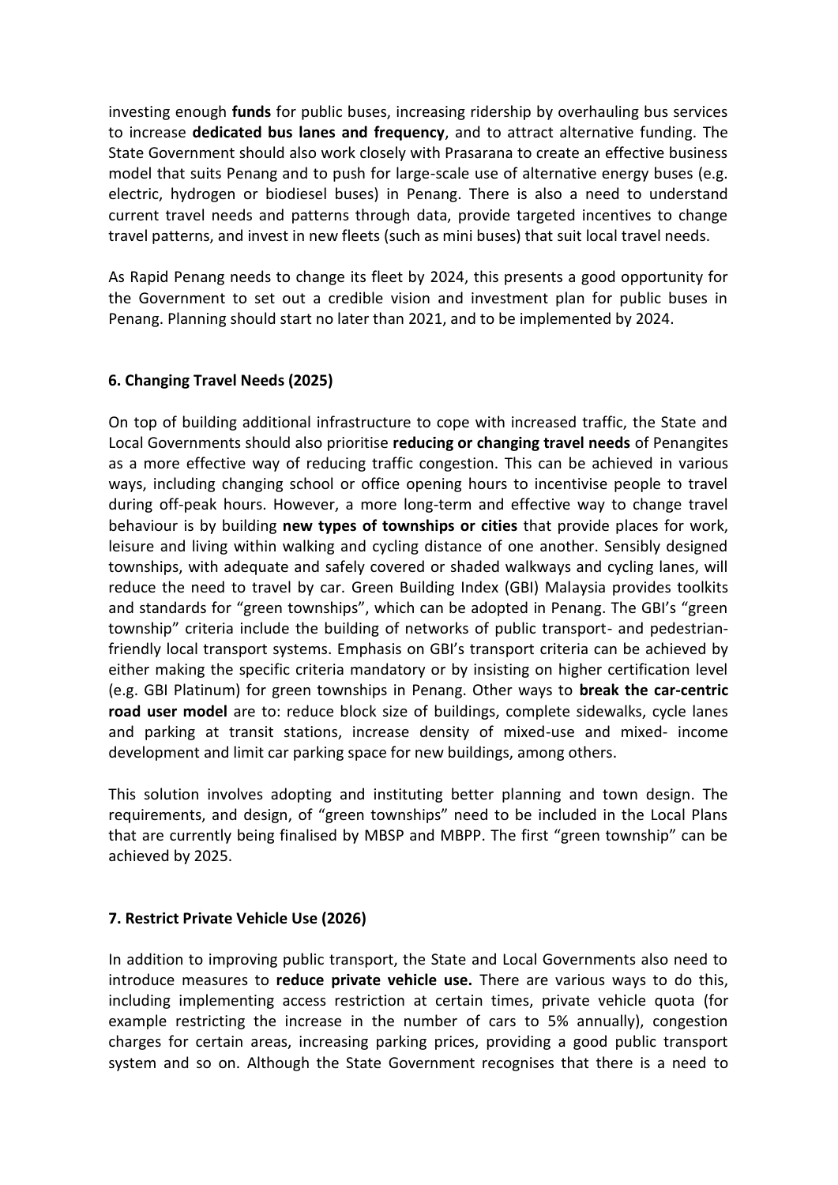investing enough **funds** for public buses, increasing ridership by overhauling bus services to increase **dedicated bus lanes and frequency**, and to attract alternative funding. The State Government should also work closely with Prasarana to create an effective business model that suits Penang and to push for large-scale use of alternative energy buses (e.g. electric, hydrogen or biodiesel buses) in Penang. There is also a need to understand current travel needs and patterns through data, provide targeted incentives to change travel patterns, and invest in new fleets (such as mini buses) that suit local travel needs.

As Rapid Penang needs to change its fleet by 2024, this presents a good opportunity for the Government to set out a credible vision and investment plan for public buses in Penang. Planning should start no later than 2021, and to be implemented by 2024.

### 6. Changing Travel Needs (2025)

On top of building additional infrastructure to cope with increased traffic, the State and Local Governments should also prioritise **reducing or changing travel needs** of Penangites as a more effective way of reducing traffic congestion. This can be achieved in various ways, including changing school or office opening hours to incentivise people to travel during off-peak hours. However, a more long-term and effective way to change travel behaviour is by building **new types of townships or cities** that provide places for work, leisure and living within walking and cycling distance of one another. Sensibly designed townships, with adequate and safely covered or shaded walkways and cycling lanes, will reduce the need to travel by car. Green Building Index (GBI) Malaysia provides toolkits and standards for "green townships", which can be adopted in Penang. The GBI's "green township" criteria include the building of networks of public transport- and pedestrian-friendly local transport systems. Emphasis on GBI's transport criteria can be achieved by either making the specific criteria mandatory or by insisting on higher certification level (e.g. GBI Platinum) for green townships in Penang. Other ways to **break the car-centric road user model** are to: reduce block size of buildings, complete sidewalks, cycle lanes and parking at transit stations, increase density of mixed-use and mixed- income development and limit car parking space for new buildings, among others.

This solution involves adopting and instituting better planning and town design. The requirements, and design, of "green townships" need to be included in the Local Plans that are currently being finalised by MBSP and MBPP. The first "green township" can be achieved by 2025.

### 7. Restrict Private Vehicle Use (2026)

In addition to improving public transport, the State and Local Governments also need to introduce measures to **reduce private vehicle use.** There are various ways to do this, including implementing access restriction at certain times, private vehicle quota (for example restricting the increase in the number of cars to 5% annually), congestion charges for certain areas, increasing parking prices, providing a good public transport system and so on. Although the State Government recognises that there is a need to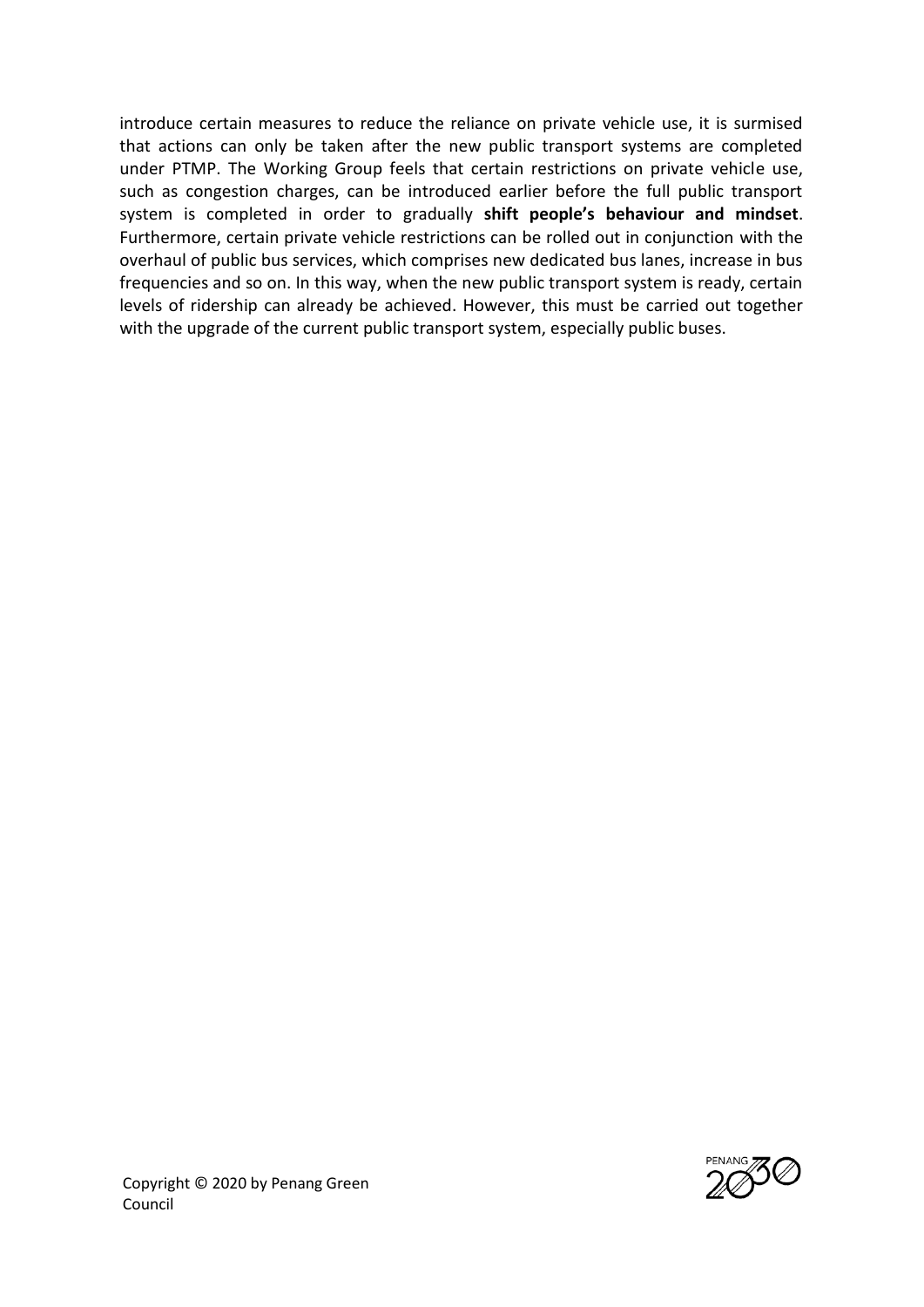introduce certain measures to reduce the reliance on private vehicle use, it is surmised that actions can only be taken after the new public transport systems are completed under PTMP. The Working Group feels that certain restrictions on private vehicle use, such as congestion charges, can be introduced earlier before the full public transport system is completed in order to gradually **shift people's behaviour and mindset**. Furthermore, certain private vehicle restrictions can be rolled out in conjunction with the overhaul of public bus services, which comprises new dedicated bus lanes, increase in bus frequencies and so on. In this way, when the new public transport system is ready, certain levels of ridership can already be achieved. However, this must be carried out together with the upgrade of the current public transport system, especially public buses.